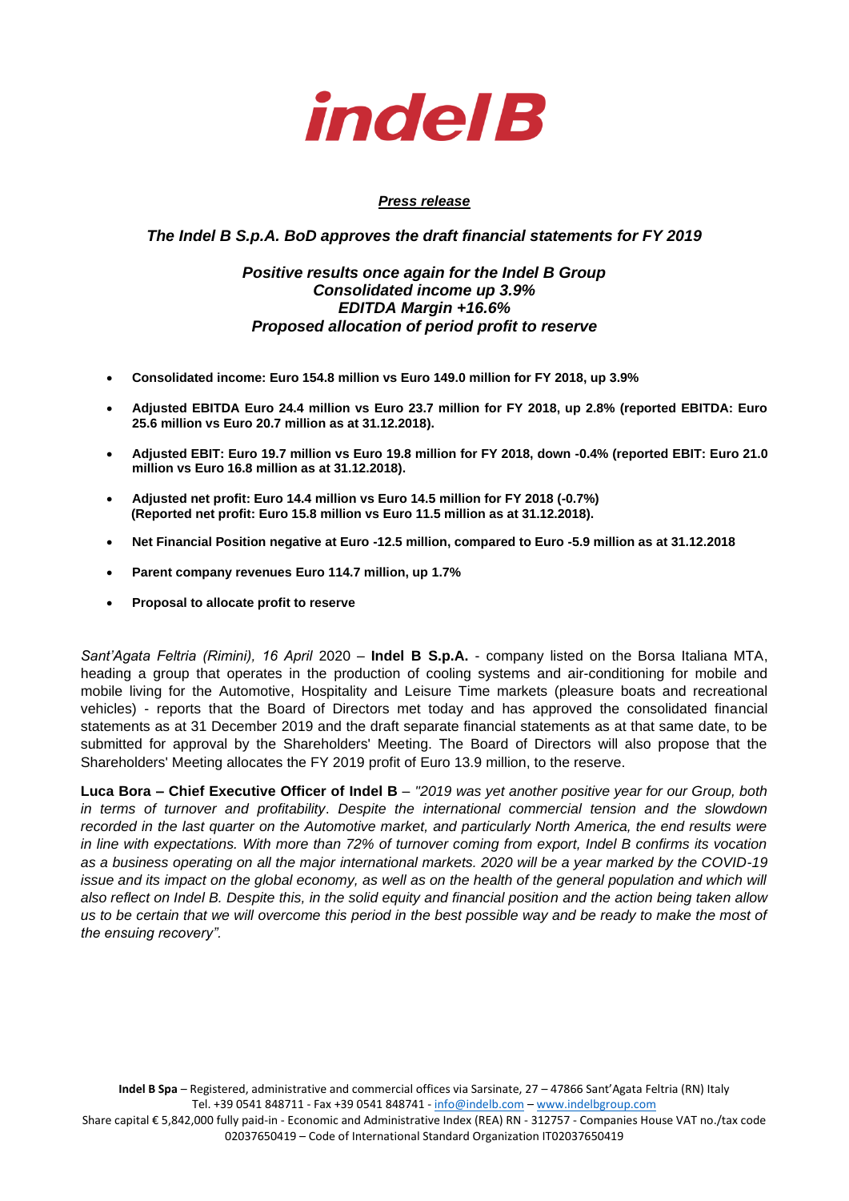**indel B**

***Press release***

***The Indel B S.p.A. BoD approves the draft financial statements for FY 2019***

***Positive results once again for the Indel B Group***
***Consolidated income up 3.9%***
***EDITDA Margin +16.6%***
***Proposed allocation of period profit to reserve***

- **Consolidated income: Euro 154.8 million vs Euro 149.0 million for FY 2018, up 3.9%**
- **Adjusted EBITDA Euro 24.4 million vs Euro 23.7 million for FY 2018, up 2.8% (reported EBITDA: Euro 25.6 million vs Euro 20.7 million as at 31.12.2018).**
- **Adjusted EBIT: Euro 19.7 million vs Euro 19.8 million for FY 2018, down -0.4% (reported EBIT: Euro 21.0 million vs Euro 16.8 million as at 31.12.2018).**
- **Adjusted net profit: Euro 14.4 million vs Euro 14.5 million for FY 2018 (-0.7%) (Reported net profit: Euro 15.8 million vs Euro 11.5 million as at 31.12.2018).**
- **Net Financial Position negative at Euro -12.5 million, compared to Euro -5.9 million as at 31.12.2018**
- **Parent company revenues Euro 114.7 million, up 1.7%**
- **Proposal to allocate profit to reserve**

*Sant'Agata Feltria (Rimini), 16 April* 2020 – **Indel B S.p.A.** - company listed on the Borsa Italiana MTA, heading a group that operates in the production of cooling systems and air-conditioning for mobile and mobile living for the Automotive, Hospitality and Leisure Time markets (pleasure boats and recreational vehicles) - reports that the Board of Directors met today and has approved the consolidated financial statements as at 31 December 2019 and the draft separate financial statements as at that same date, to be submitted for approval by the Shareholders' Meeting. The Board of Directors will also propose that the Shareholders' Meeting allocates the FY 2019 profit of Euro 13.9 million, to the reserve.

**Luca Bora – Chief Executive Officer of Indel B** – *"2019 was yet another positive year for our Group, both in terms of turnover and profitability. Despite the international commercial tension and the slowdown recorded in the last quarter on the Automotive market, and particularly North America, the end results were in line with expectations. With more than 72% of turnover coming from export, Indel B confirms its vocation as a business operating on all the major international markets. 2020 will be a year marked by the COVID-19 issue and its impact on the global economy, as well as on the health of the general population and which will also reflect on Indel B. Despite this, in the solid equity and financial position and the action being taken allow us to be certain that we will overcome this period in the best possible way and be ready to make the most of the ensuing recovery".*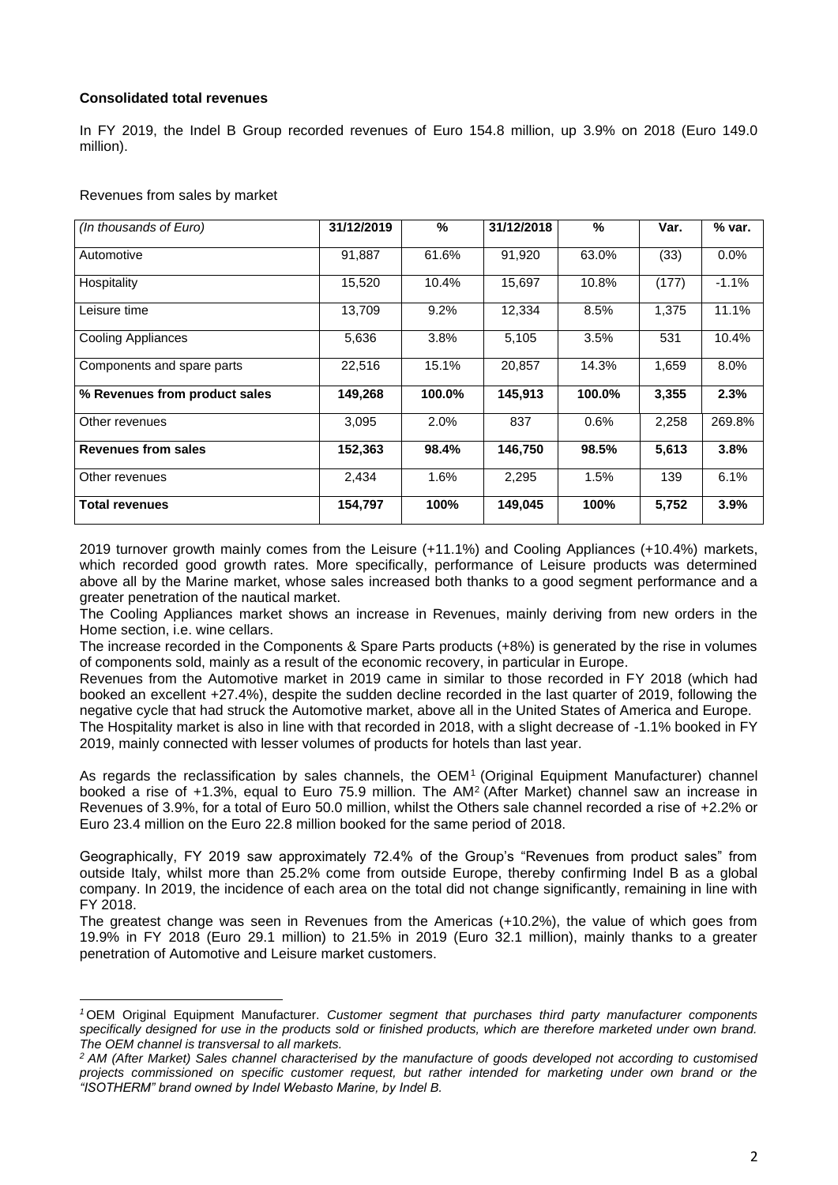**Consolidated total revenues**

In FY 2019, the Indel B Group recorded revenues of Euro 154.8 million, up 3.9% on 2018 (Euro 149.0 million).

Revenues from sales by market

| *(In thousands of Euro)* | 31/12/2019 | % | 31/12/2018 | % | Var. | % var. |
|---|---|---|---|---|---|---|
| Automotive | 91,887 | 61.6% | 91,920 | 63.0% | (33) | 0.0% |
| Hospitality | 15,520 | 10.4% | 15,697 | 10.8% | (177) | -1.1% |
| Leisure time | 13,709 | 9.2% | 12,334 | 8.5% | 1,375 | 11.1% |
| Cooling Appliances | 5,636 | 3.8% | 5,105 | 3.5% | 531 | 10.4% |
| Components and spare parts | 22,516 | 15.1% | 20,857 | 14.3% | 1,659 | 8.0% |
| **% Revenues from product sales** | **149,268** | **100.0%** | **145,913** | **100.0%** | **3,355** | **2.3%** |
| Other revenues | 3,095 | 2.0% | 837 | 0.6% | 2,258 | 269.8% |
| **Revenues from sales** | **152,363** | **98.4%** | **146,750** | **98.5%** | **5,613** | **3.8%** |
| Other revenues | 2,434 | 1.6% | 2,295 | 1.5% | 139 | 6.1% |
| **Total revenues** | **154,797** | **100%** | **149,045** | **100%** | **5,752** | **3.9%** |

2019 turnover growth mainly comes from the Leisure (+11.1%) and Cooling Appliances (+10.4%) markets, which recorded good growth rates. More specifically, performance of Leisure products was determined above all by the Marine market, whose sales increased both thanks to a good segment performance and a greater penetration of the nautical market.
The Cooling Appliances market shows an increase in Revenues, mainly deriving from new orders in the Home section, i.e. wine cellars.
The increase recorded in the Components & Spare Parts products (+8%) is generated by the rise in volumes of components sold, mainly as a result of the economic recovery, in particular in Europe.
Revenues from the Automotive market in 2019 came in similar to those recorded in FY 2018 (which had booked an excellent +27.4%), despite the sudden decline recorded in the last quarter of 2019, following the negative cycle that had struck the Automotive market, above all in the United States of America and Europe.
The Hospitality market is also in line with that recorded in 2018, with a slight decrease of -1.1% booked in FY 2019, mainly connected with lesser volumes of products for hotels than last year.

As regards the reclassification by sales channels, the OEM[1] (Original Equipment Manufacturer) channel booked a rise of +1.3%, equal to Euro 75.9 million. The AM[2] (After Market) channel saw an increase in Revenues of 3.9%, for a total of Euro 50.0 million, whilst the Others sale channel recorded a rise of +2.2% or Euro 23.4 million on the Euro 22.8 million booked for the same period of 2018.

Geographically, FY 2019 saw approximately 72.4% of the Group's "Revenues from product sales" from outside Italy, whilst more than 25.2% come from outside Europe, thereby confirming Indel B as a global company. In 2019, the incidence of each area on the total did not change significantly, remaining in line with FY 2018.
The greatest change was seen in Revenues from the Americas (+10.2%), the value of which goes from 19.9% in FY 2018 (Euro 29.1 million) to 21.5% in 2019 (Euro 32.1 million), mainly thanks to a greater penetration of Automotive and Leisure market customers.

---

[1] OEM Original Equipment Manufacturer. *Customer segment that purchases third party manufacturer components specifically designed for use in the products sold or finished products, which are therefore marketed under own brand. The OEM channel is transversal to all markets.*

[2] *AM (After Market) Sales channel characterised by the manufacture of goods developed not according to customised projects commissioned on specific customer request, but rather intended for marketing under own brand or the "ISOTHERM" brand owned by Indel Webasto Marine, by Indel B.*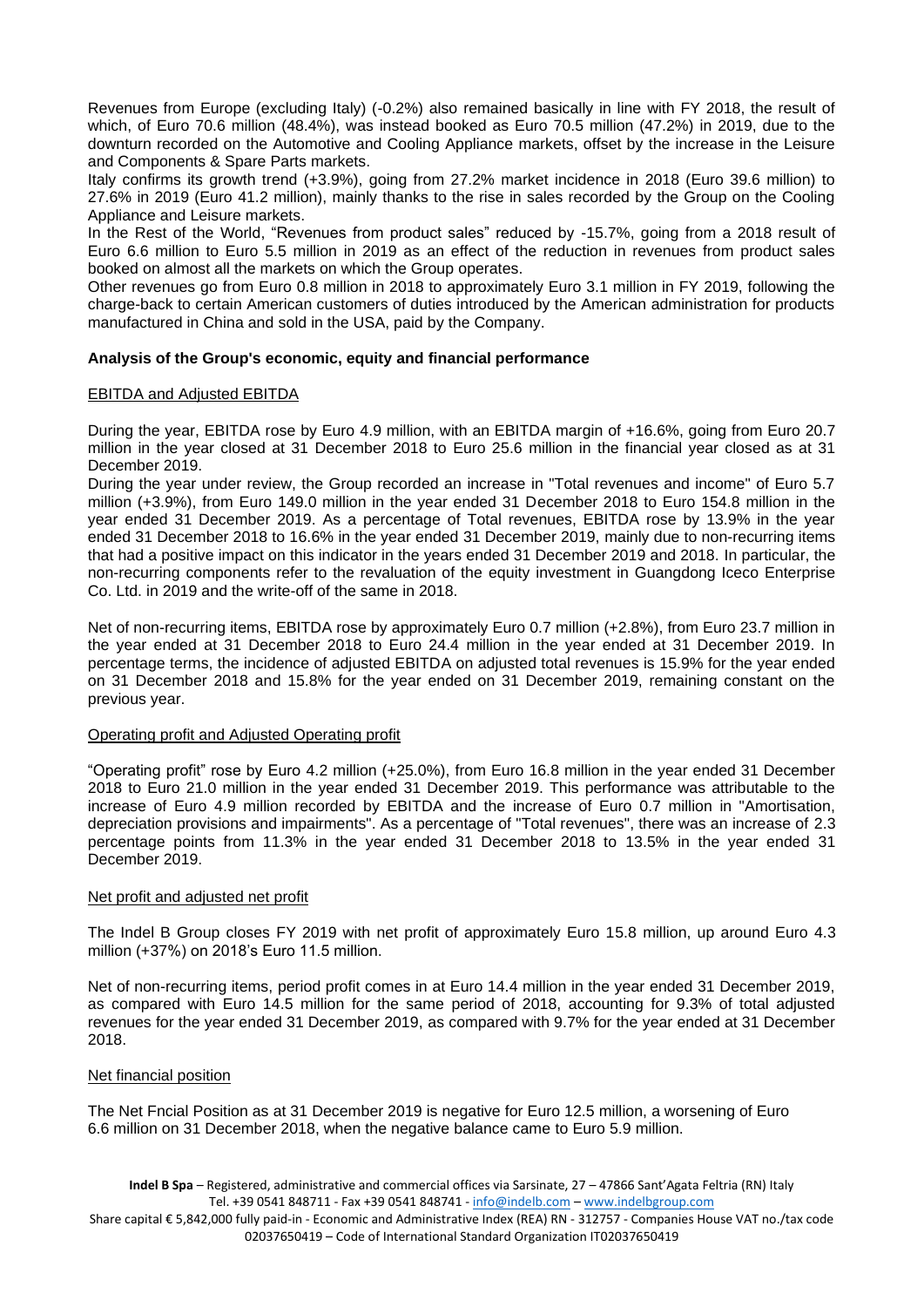Revenues from Europe (excluding Italy) (-0.2%) also remained basically in line with FY 2018, the result of which, of Euro 70.6 million (48.4%), was instead booked as Euro 70.5 million (47.2%) in 2019, due to the downturn recorded on the Automotive and Cooling Appliance markets, offset by the increase in the Leisure and Components & Spare Parts markets.

Italy confirms its growth trend (+3.9%), going from 27.2% market incidence in 2018 (Euro 39.6 million) to 27.6% in 2019 (Euro 41.2 million), mainly thanks to the rise in sales recorded by the Group on the Cooling Appliance and Leisure markets.

In the Rest of the World, "Revenues from product sales" reduced by -15.7%, going from a 2018 result of Euro 6.6 million to Euro 5.5 million in 2019 as an effect of the reduction in revenues from product sales booked on almost all the markets on which the Group operates.

Other revenues go from Euro 0.8 million in 2018 to approximately Euro 3.1 million in FY 2019, following the charge-back to certain American customers of duties introduced by the American administration for products manufactured in China and sold in the USA, paid by the Company.

**Analysis of the Group's economic, equity and financial performance**

EBITDA and Adjusted EBITDA

During the year, EBITDA rose by Euro 4.9 million, with an EBITDA margin of +16.6%, going from Euro 20.7 million in the year closed at 31 December 2018 to Euro 25.6 million in the financial year closed as at 31 December 2019.

During the year under review, the Group recorded an increase in "Total revenues and income" of Euro 5.7 million (+3.9%), from Euro 149.0 million in the year ended 31 December 2018 to Euro 154.8 million in the year ended 31 December 2019. As a percentage of Total revenues, EBITDA rose by 13.9% in the year ended 31 December 2018 to 16.6% in the year ended 31 December 2019, mainly due to non-recurring items that had a positive impact on this indicator in the years ended 31 December 2019 and 2018. In particular, the non-recurring components refer to the revaluation of the equity investment in Guangdong Iceco Enterprise Co. Ltd. in 2019 and the write-off of the same in 2018.

Net of non-recurring items, EBITDA rose by approximately Euro 0.7 million (+2.8%), from Euro 23.7 million in the year ended at 31 December 2018 to Euro 24.4 million in the year ended at 31 December 2019. In percentage terms, the incidence of adjusted EBITDA on adjusted total revenues is 15.9% for the year ended on 31 December 2018 and 15.8% for the year ended on 31 December 2019, remaining constant on the previous year.

Operating profit and Adjusted Operating profit

"Operating profit" rose by Euro 4.2 million (+25.0%), from Euro 16.8 million in the year ended 31 December 2018 to Euro 21.0 million in the year ended 31 December 2019. This performance was attributable to the increase of Euro 4.9 million recorded by EBITDA and the increase of Euro 0.7 million in "Amortisation, depreciation provisions and impairments". As a percentage of "Total revenues", there was an increase of 2.3 percentage points from 11.3% in the year ended 31 December 2018 to 13.5% in the year ended 31 December 2019.

Net profit and adjusted net profit

The Indel B Group closes FY 2019 with net profit of approximately Euro 15.8 million, up around Euro 4.3 million (+37%) on 2018's Euro 11.5 million.

Net of non-recurring items, period profit comes in at Euro 14.4 million in the year ended 31 December 2019, as compared with Euro 14.5 million for the same period of 2018, accounting for 9.3% of total adjusted revenues for the year ended 31 December 2019, as compared with 9.7% for the year ended at 31 December 2018.

Net financial position

The Net Fncial Position as at 31 December 2019 is negative for Euro 12.5 million, a worsening of Euro 6.6 million on 31 December 2018, when the negative balance came to Euro 5.9 million.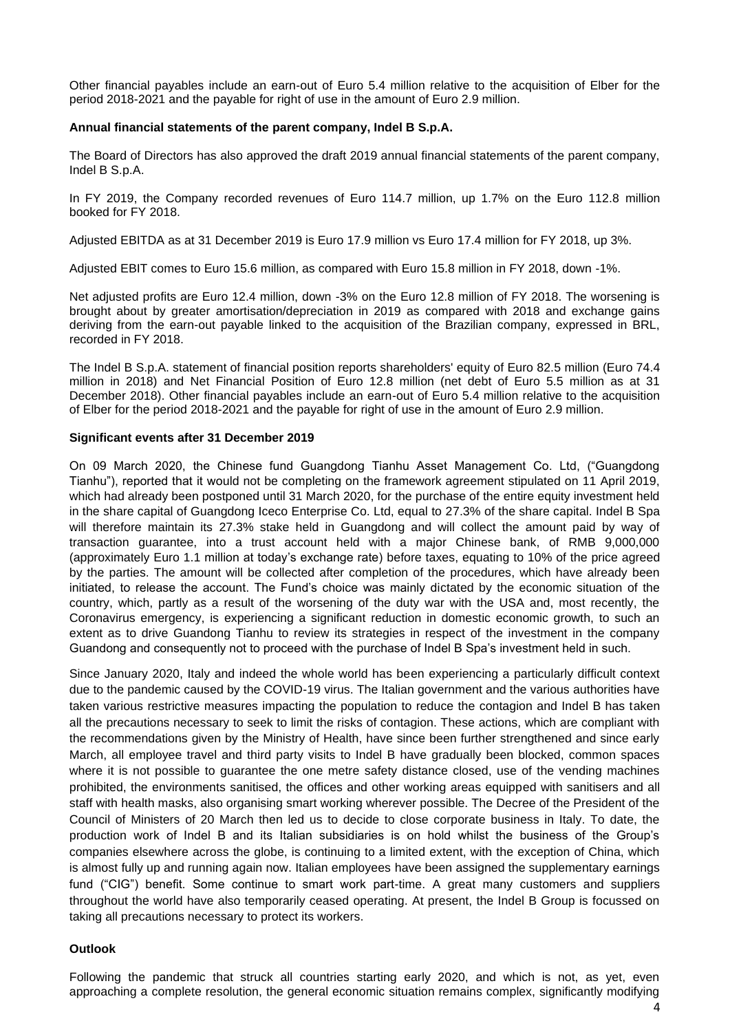Other financial payables include an earn-out of Euro 5.4 million relative to the acquisition of Elber for the period 2018-2021 and the payable for right of use in the amount of Euro 2.9 million.

**Annual financial statements of the parent company, Indel B S.p.A.**

The Board of Directors has also approved the draft 2019 annual financial statements of the parent company, Indel B S.p.A.

In FY 2019, the Company recorded revenues of Euro 114.7 million, up 1.7% on the Euro 112.8 million booked for FY 2018.

Adjusted EBITDA as at 31 December 2019 is Euro 17.9 million vs Euro 17.4 million for FY 2018, up 3%.

Adjusted EBIT comes to Euro 15.6 million, as compared with Euro 15.8 million in FY 2018, down -1%.

Net adjusted profits are Euro 12.4 million, down -3% on the Euro 12.8 million of FY 2018. The worsening is brought about by greater amortisation/depreciation in 2019 as compared with 2018 and exchange gains deriving from the earn-out payable linked to the acquisition of the Brazilian company, expressed in BRL, recorded in FY 2018.

The Indel B S.p.A. statement of financial position reports shareholders' equity of Euro 82.5 million (Euro 74.4 million in 2018) and Net Financial Position of Euro 12.8 million (net debt of Euro 5.5 million as at 31 December 2018). Other financial payables include an earn-out of Euro 5.4 million relative to the acquisition of Elber for the period 2018-2021 and the payable for right of use in the amount of Euro 2.9 million.

**Significant events after 31 December 2019**

On 09 March 2020, the Chinese fund Guangdong Tianhu Asset Management Co. Ltd, ("Guangdong Tianhu"), reported that it would not be completing on the framework agreement stipulated on 11 April 2019, which had already been postponed until 31 March 2020, for the purchase of the entire equity investment held in the share capital of Guangdong Iceco Enterprise Co. Ltd, equal to 27.3% of the share capital. Indel B Spa will therefore maintain its 27.3% stake held in Guangdong and will collect the amount paid by way of transaction guarantee, into a trust account held with a major Chinese bank, of RMB 9,000,000 (approximately Euro 1.1 million at today's exchange rate) before taxes, equating to 10% of the price agreed by the parties. The amount will be collected after completion of the procedures, which have already been initiated, to release the account. The Fund's choice was mainly dictated by the economic situation of the country, which, partly as a result of the worsening of the duty war with the USA and, most recently, the Coronavirus emergency, is experiencing a significant reduction in domestic economic growth, to such an extent as to drive Guandong Tianhu to review its strategies in respect of the investment in the company Guandong and consequently not to proceed with the purchase of Indel B Spa's investment held in such.

Since January 2020, Italy and indeed the whole world has been experiencing a particularly difficult context due to the pandemic caused by the COVID-19 virus. The Italian government and the various authorities have taken various restrictive measures impacting the population to reduce the contagion and Indel B has taken all the precautions necessary to seek to limit the risks of contagion. These actions, which are compliant with the recommendations given by the Ministry of Health, have since been further strengthened and since early March, all employee travel and third party visits to Indel B have gradually been blocked, common spaces where it is not possible to guarantee the one metre safety distance closed, use of the vending machines prohibited, the environments sanitised, the offices and other working areas equipped with sanitisers and all staff with health masks, also organising smart working wherever possible. The Decree of the President of the Council of Ministers of 20 March then led us to decide to close corporate business in Italy. To date, the production work of Indel B and its Italian subsidiaries is on hold whilst the business of the Group's companies elsewhere across the globe, is continuing to a limited extent, with the exception of China, which is almost fully up and running again now. Italian employees have been assigned the supplementary earnings fund ("CIG") benefit. Some continue to smart work part-time. A great many customers and suppliers throughout the world have also temporarily ceased operating. At present, the Indel B Group is focussed on taking all precautions necessary to protect its workers.

**Outlook**

Following the pandemic that struck all countries starting early 2020, and which is not, as yet, even approaching a complete resolution, the general economic situation remains complex, significantly modifying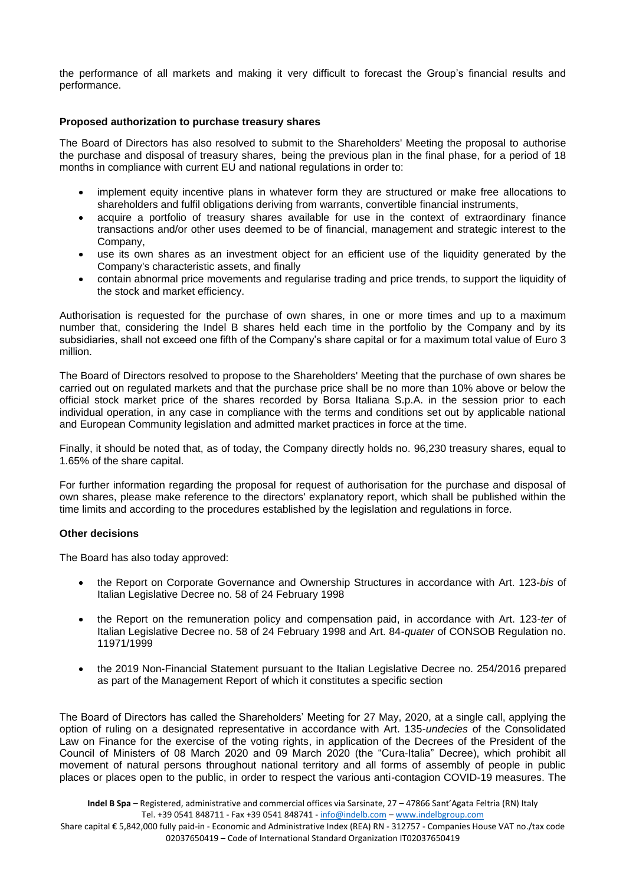the performance of all markets and making it very difficult to forecast the Group's financial results and performance.

**Proposed authorization to purchase treasury shares**

The Board of Directors has also resolved to submit to the Shareholders' Meeting the proposal to authorise the purchase and disposal of treasury shares, being the previous plan in the final phase, for a period of 18 months in compliance with current EU and national regulations in order to:

- implement equity incentive plans in whatever form they are structured or make free allocations to shareholders and fulfil obligations deriving from warrants, convertible financial instruments,
- acquire a portfolio of treasury shares available for use in the context of extraordinary finance transactions and/or other uses deemed to be of financial, management and strategic interest to the Company,
- use its own shares as an investment object for an efficient use of the liquidity generated by the Company's characteristic assets, and finally
- contain abnormal price movements and regularise trading and price trends, to support the liquidity of the stock and market efficiency.

Authorisation is requested for the purchase of own shares, in one or more times and up to a maximum number that, considering the Indel B shares held each time in the portfolio by the Company and by its subsidiaries, shall not exceed one fifth of the Company's share capital or for a maximum total value of Euro 3 million.

The Board of Directors resolved to propose to the Shareholders' Meeting that the purchase of own shares be carried out on regulated markets and that the purchase price shall be no more than 10% above or below the official stock market price of the shares recorded by Borsa Italiana S.p.A. in the session prior to each individual operation, in any case in compliance with the terms and conditions set out by applicable national and European Community legislation and admitted market practices in force at the time.

Finally, it should be noted that, as of today, the Company directly holds no. 96,230 treasury shares, equal to 1.65% of the share capital.

For further information regarding the proposal for request of authorisation for the purchase and disposal of own shares, please make reference to the directors' explanatory report, which shall be published within the time limits and according to the procedures established by the legislation and regulations in force.

**Other decisions**

The Board has also today approved:

- the Report on Corporate Governance and Ownership Structures in accordance with Art. 123-*bis* of Italian Legislative Decree no. 58 of 24 February 1998
- the Report on the remuneration policy and compensation paid, in accordance with Art. 123-*ter* of Italian Legislative Decree no. 58 of 24 February 1998 and Art. 84-*quater* of CONSOB Regulation no. 11971/1999
- the 2019 Non-Financial Statement pursuant to the Italian Legislative Decree no. 254/2016 prepared as part of the Management Report of which it constitutes a specific section

The Board of Directors has called the Shareholders' Meeting for 27 May, 2020, at a single call, applying the option of ruling on a designated representative in accordance with Art. 135-*undecies* of the Consolidated Law on Finance for the exercise of the voting rights, in application of the Decrees of the President of the Council of Ministers of 08 March 2020 and 09 March 2020 (the "Cura-Italia" Decree), which prohibit all movement of natural persons throughout national territory and all forms of assembly of people in public places or places open to the public, in order to respect the various anti-contagion COVID-19 measures. The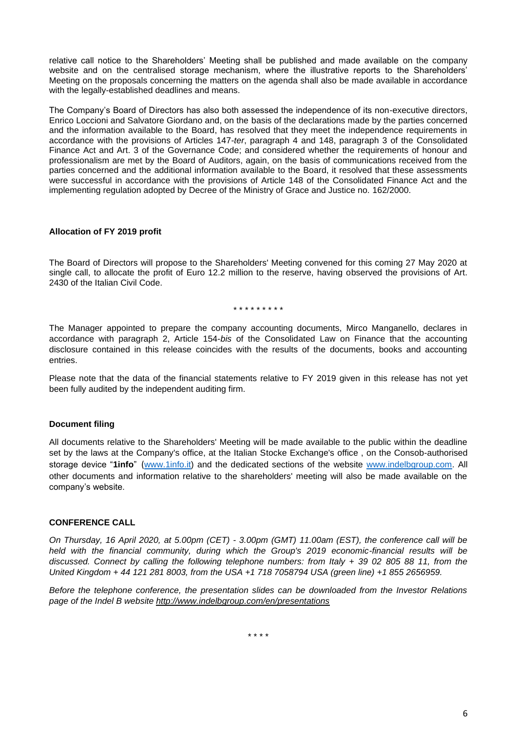relative call notice to the Shareholders' Meeting shall be published and made available on the company website and on the centralised storage mechanism, where the illustrative reports to the Shareholders' Meeting on the proposals concerning the matters on the agenda shall also be made available in accordance with the legally-established deadlines and means.

The Company's Board of Directors has also both assessed the independence of its non-executive directors, Enrico Loccioni and Salvatore Giordano and, on the basis of the declarations made by the parties concerned and the information available to the Board, has resolved that they meet the independence requirements in accordance with the provisions of Articles 147-*ter*, paragraph 4 and 148, paragraph 3 of the Consolidated Finance Act and Art. 3 of the Governance Code; and considered whether the requirements of honour and professionalism are met by the Board of Auditors, again, on the basis of communications received from the parties concerned and the additional information available to the Board, it resolved that these assessments were successful in accordance with the provisions of Article 148 of the Consolidated Finance Act and the implementing regulation adopted by Decree of the Ministry of Grace and Justice no. 162/2000.

**Allocation of FY 2019 profit**

The Board of Directors will propose to the Shareholders' Meeting convened for this coming 27 May 2020 at single call, to allocate the profit of Euro 12.2 million to the reserve, having observed the provisions of Art. 2430 of the Italian Civil Code.

\* \* \* \* \* \* \* \* \*

The Manager appointed to prepare the company accounting documents, Mirco Manganello, declares in accordance with paragraph 2, Article 154-*bis* of the Consolidated Law on Finance that the accounting disclosure contained in this release coincides with the results of the documents, books and accounting entries.

Please note that the data of the financial statements relative to FY 2019 given in this release has not yet been fully audited by the independent auditing firm.

**Document filing**

All documents relative to the Shareholders' Meeting will be made available to the public within the deadline set by the laws at the Company's office, at the Italian Stocke Exchange's office , on the Consob-authorised storage device "**1info**" (www.1info.it) and the dedicated sections of the website www.indelbgroup.com. All other documents and information relative to the shareholders' meeting will also be made available on the company's website.

**CONFERENCE CALL**

*On Thursday, 16 April 2020, at 5.00pm (CET) - 3.00pm (GMT) 11.00am (EST), the conference call will be held with the financial community, during which the Group's 2019 economic-financial results will be discussed. Connect by calling the following telephone numbers: from Italy + 39 02 805 88 11, from the United Kingdom + 44 121 281 8003, from the USA +1 718 7058794 USA (green line) +1 855 2656959.*

*Before the telephone conference, the presentation slides can be downloaded from the Investor Relations page of the Indel B website http://www.indelbgroup.com/en/presentations*

\* \* \* \*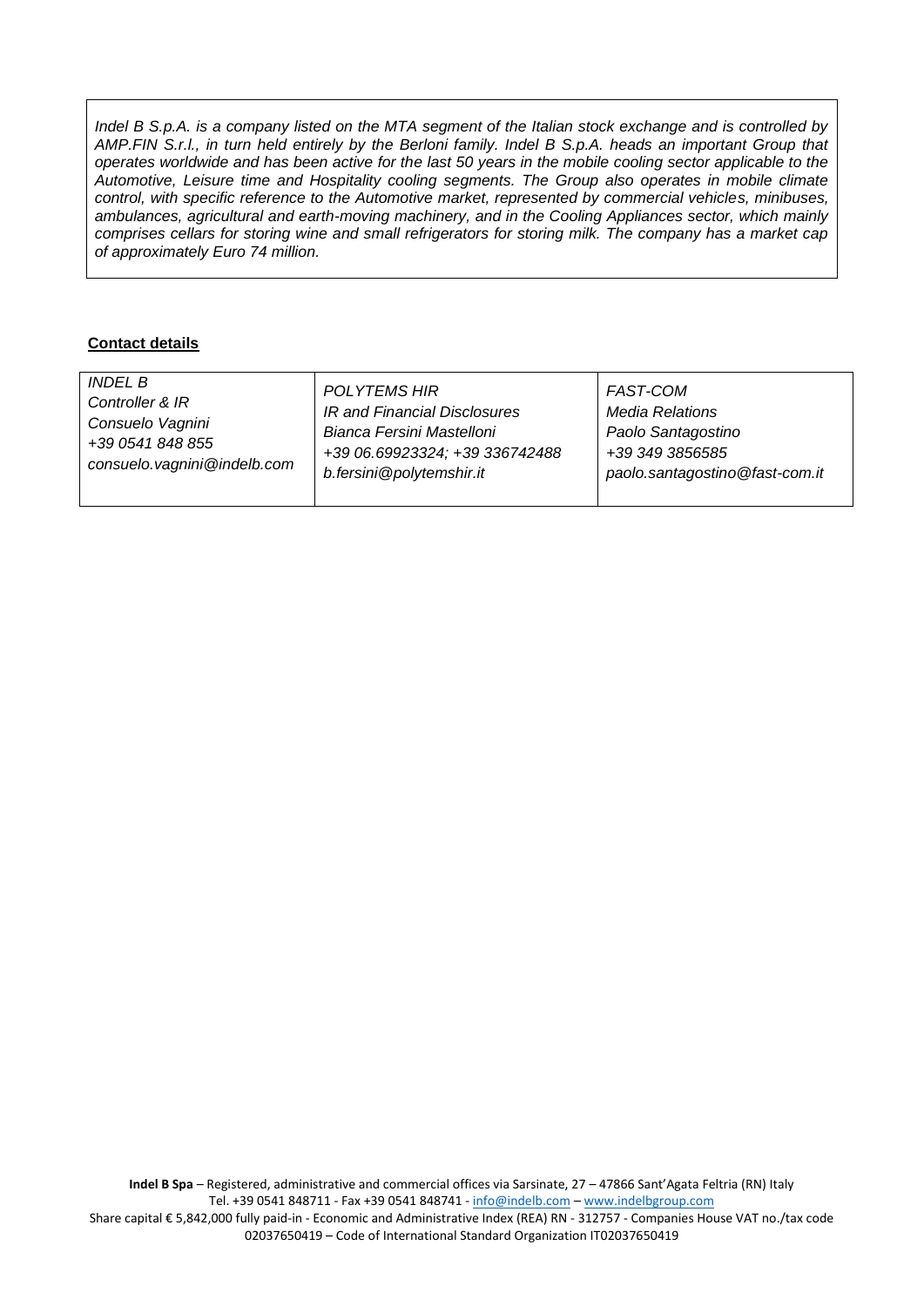*Indel B S.p.A. is a company listed on the MTA segment of the Italian stock exchange and is controlled by AMP.FIN S.r.l., in turn held entirely by the Berloni family. Indel B S.p.A. heads an important Group that operates worldwide and has been active for the last 50 years in the mobile cooling sector applicable to the Automotive, Leisure time and Hospitality cooling segments. The Group also operates in mobile climate control, with specific reference to the Automotive market, represented by commercial vehicles, minibuses, ambulances, agricultural and earth-moving machinery, and in the Cooling Appliances sector, which mainly comprises cellars for storing wine and small refrigerators for storing milk. The company has a market cap of approximately Euro 74 million.*

**Contact details**

| *INDEL B*<br>*Controller & IR*<br>*Consuelo Vagnini*<br>*+39 0541 848 855*<br>*consuelo.vagnini@indelb.com* | *POLYTEMS HIR*<br>*IR and Financial Disclosures*<br>*Bianca Fersini Mastelloni*<br>*+39 06.69923324; +39 336742488*<br>*b.fersini@polytemshir.it* | *FAST-COM*<br>*Media Relations*<br>*Paolo Santagostino*<br>*+39 349 3856585*<br>*paolo.santagostino@fast-com.it* |
|---|---|---|

**Indel B Spa** – Registered, administrative and commercial offices via Sarsinate, 27 – 47866 Sant'Agata Feltria (RN) Italy
Tel. +39 0541 848711 - Fax +39 0541 848741 - info@indelb.com – www.indelbgroup.com
Share capital € 5,842,000 fully paid-in - Economic and Administrative Index (REA) RN - 312757 - Companies House VAT no./tax code 02037650419 – Code of International Standard Organization IT02037650419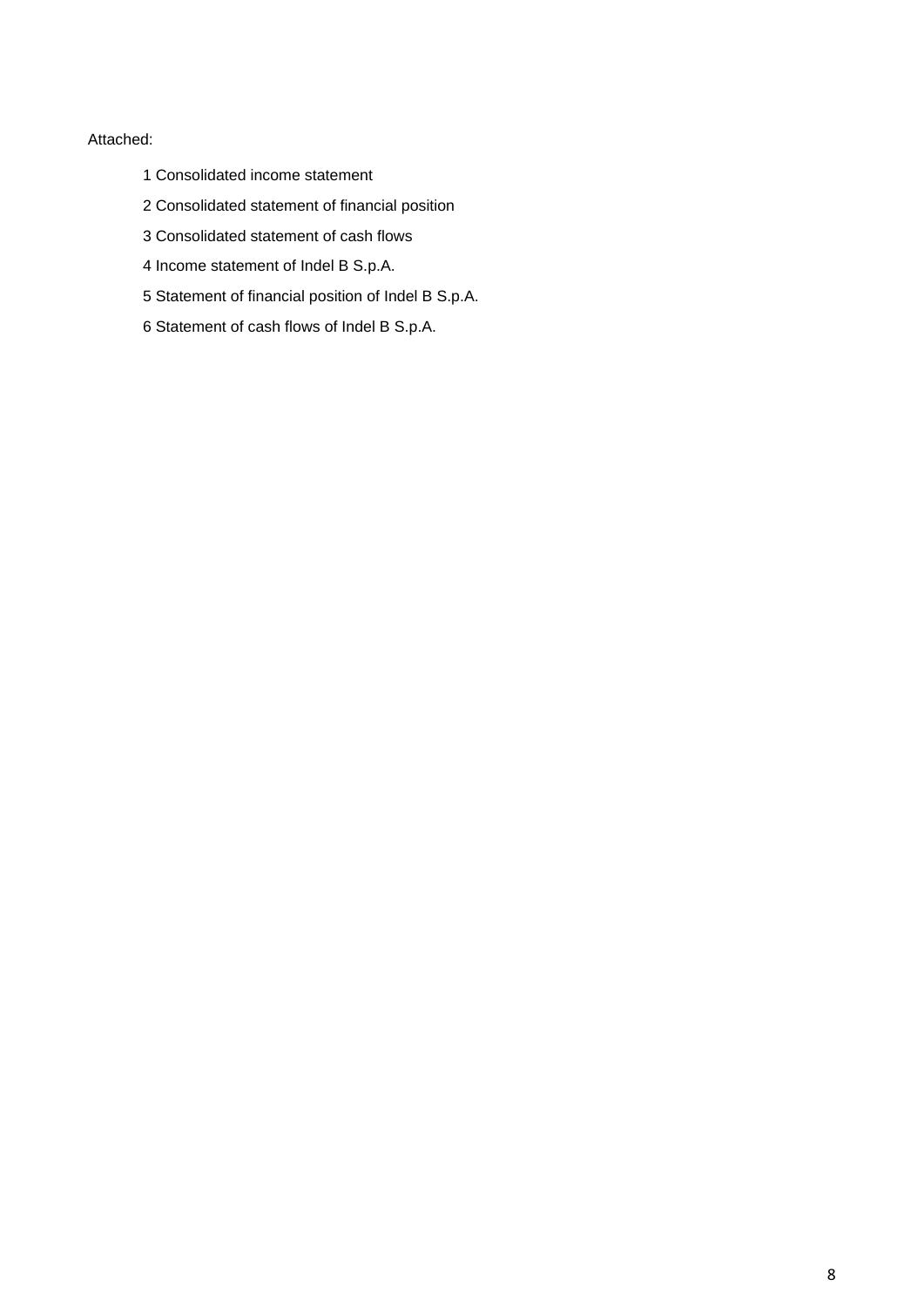Attached:

1 Consolidated income statement

2 Consolidated statement of financial position

3 Consolidated statement of cash flows

4 Income statement of Indel B S.p.A.

5 Statement of financial position of Indel B S.p.A.

6 Statement of cash flows of Indel B S.p.A.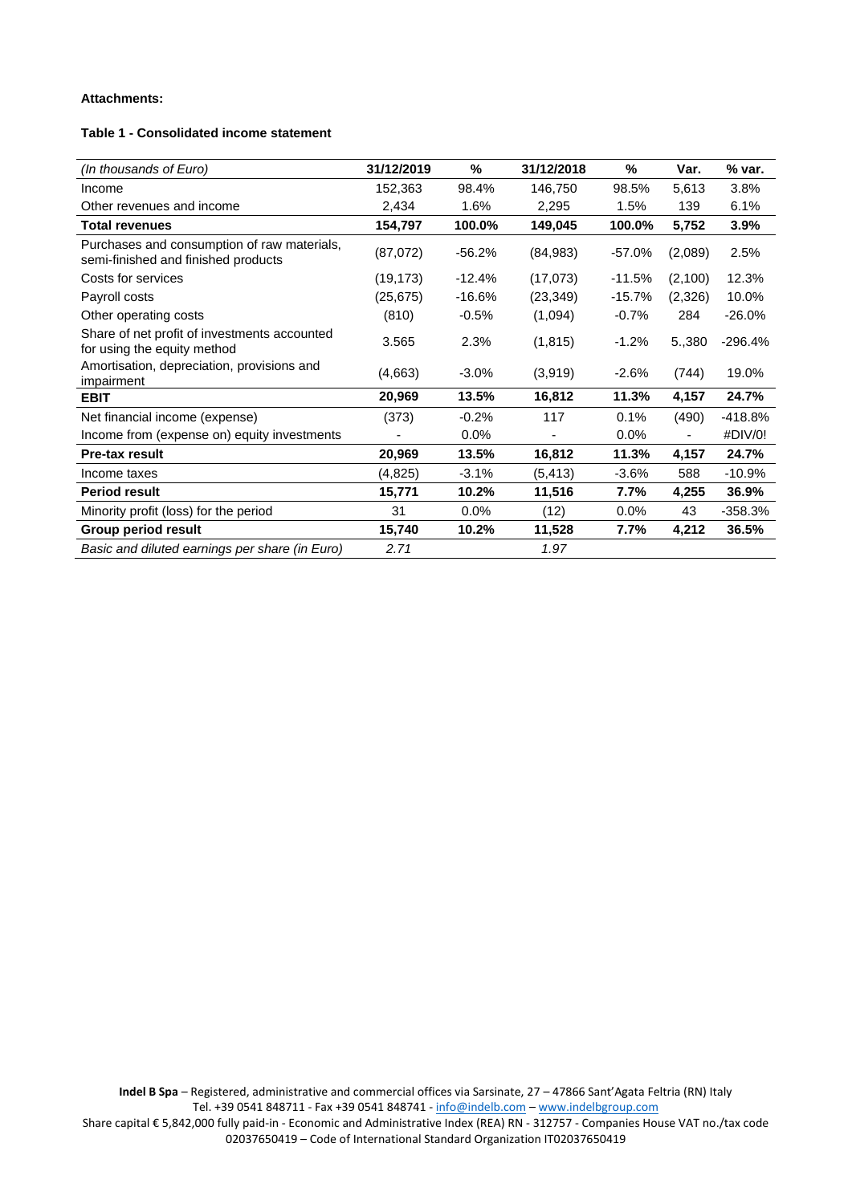**Attachments:**

**Table 1 - Consolidated income statement**

| *(In thousands of Euro)* | 31/12/2019 | % | 31/12/2018 | % | Var. | % var. |
|---|---|---|---|---|---|---|
| Income | 152,363 | 98.4% | 146,750 | 98.5% | 5,613 | 3.8% |
| Other revenues and income | 2,434 | 1.6% | 2,295 | 1.5% | 139 | 6.1% |
| **Total revenues** | **154,797** | **100.0%** | **149,045** | **100.0%** | **5,752** | **3.9%** |
| Purchases and consumption of raw materials, semi-finished and finished products | (87,072) | -56.2% | (84,983) | -57.0% | (2,089) | 2.5% |
| Costs for services | (19,173) | -12.4% | (17,073) | -11.5% | (2,100) | 12.3% |
| Payroll costs | (25,675) | -16.6% | (23,349) | -15.7% | (2,326) | 10.0% |
| Other operating costs | (810) | -0.5% | (1,094) | -0.7% | 284 | -26.0% |
| Share of net profit of investments accounted for using the equity method | 3.565 | 2.3% | (1,815) | -1.2% | 5.,380 | -296.4% |
| Amortisation, depreciation, provisions and impairment | (4,663) | -3.0% | (3,919) | -2.6% | (744) | 19.0% |
| **EBIT** | **20,969** | **13.5%** | **16,812** | **11.3%** | **4,157** | **24.7%** |
| Net financial income (expense) | (373) | -0.2% | 117 | 0.1% | (490) | -418.8% |
| Income from (expense on) equity investments | - | 0.0% | - | 0.0% | - | #DIV/0! |
| **Pre-tax result** | **20,969** | **13.5%** | **16,812** | **11.3%** | **4,157** | **24.7%** |
| Income taxes | (4,825) | -3.1% | (5,413) | -3.6% | 588 | -10.9% |
| **Period result** | **15,771** | **10.2%** | **11,516** | **7.7%** | **4,255** | **36.9%** |
| Minority profit (loss) for the period | 31 | 0.0% | (12) | 0.0% | 43 | -358.3% |
| **Group period result** | **15,740** | **10.2%** | **11,528** | **7.7%** | **4,212** | **36.5%** |
| *Basic and diluted earnings per share (in Euro)* | *2.71* | | *1.97* | | | |

**Indel B Spa** – Registered, administrative and commercial offices via Sarsinate, 27 – 47866 Sant'Agata Feltria (RN) Italy
Tel. +39 0541 848711 - Fax +39 0541 848741 - info@indelb.com – www.indelbgroup.com
Share capital € 5,842,000 fully paid-in - Economic and Administrative Index (REA) RN - 312757 - Companies House VAT no./tax code 02037650419 – Code of International Standard Organization IT02037650419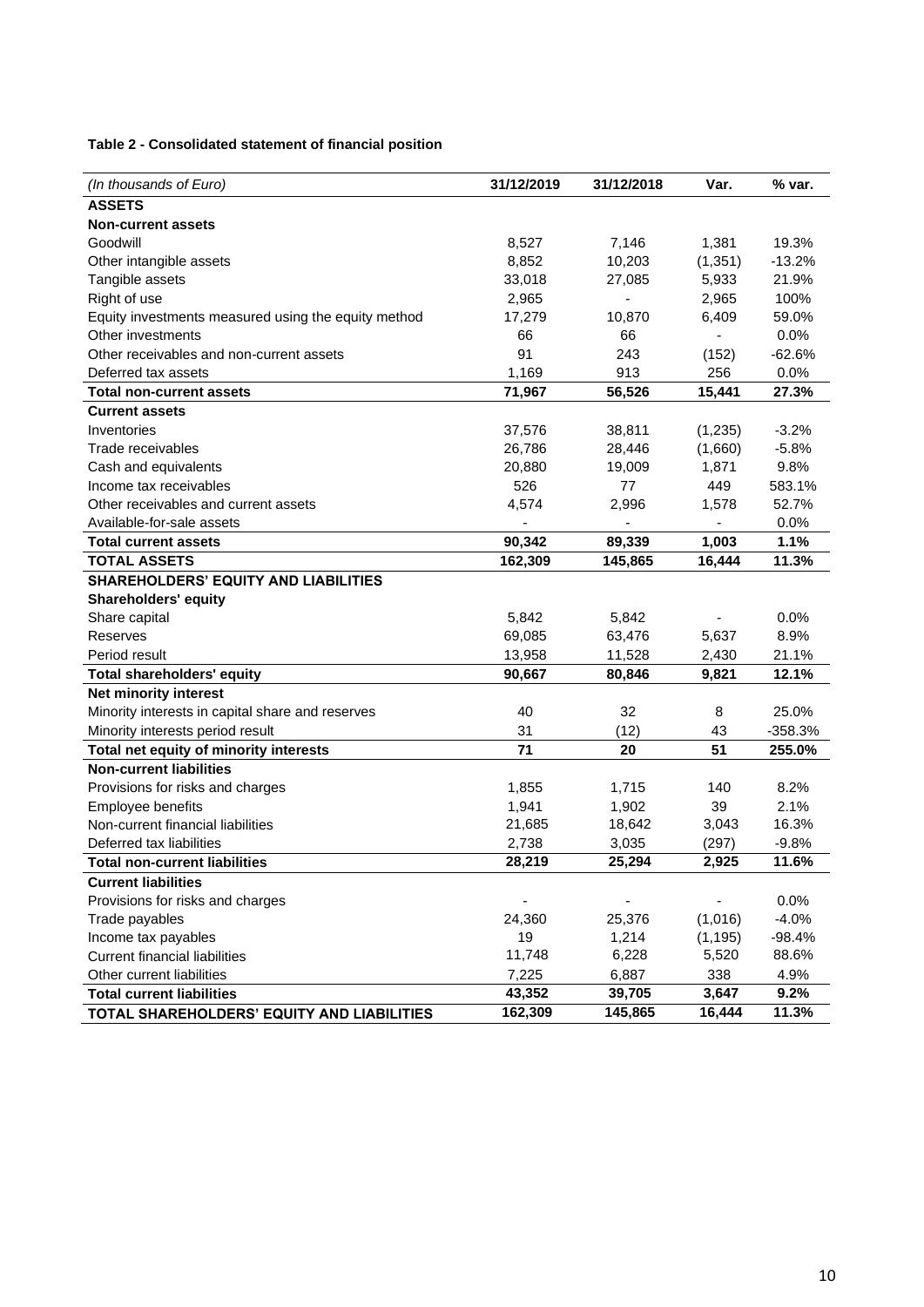**Table 2 - Consolidated statement of financial position**

| *(In thousands of Euro)* | 31/12/2019 | 31/12/2018 | Var. | % var. |
|---|---|---|---|---|
| **ASSETS** | | | | |
| **Non-current assets** | | | | |
| Goodwill | 8,527 | 7,146 | 1,381 | 19.3% |
| Other intangible assets | 8,852 | 10,203 | (1,351) | -13.2% |
| Tangible assets | 33,018 | 27,085 | 5,933 | 21.9% |
| Right of use | 2,965 | - | 2,965 | 100% |
| Equity investments measured using the equity method | 17,279 | 10,870 | 6,409 | 59.0% |
| Other investments | 66 | 66 | - | 0.0% |
| Other receivables and non-current assets | 91 | 243 | (152) | -62.6% |
| Deferred tax assets | 1,169 | 913 | 256 | 0.0% |
| **Total non-current assets** | **71,967** | **56,526** | **15,441** | **27.3%** |
| **Current assets** | | | | |
| Inventories | 37,576 | 38,811 | (1,235) | -3.2% |
| Trade receivables | 26,786 | 28,446 | (1,660) | -5.8% |
| Cash and equivalents | 20,880 | 19,009 | 1,871 | 9.8% |
| Income tax receivables | 526 | 77 | 449 | 583.1% |
| Other receivables and current assets | 4,574 | 2,996 | 1,578 | 52.7% |
| Available-for-sale assets | - | - | - | 0.0% |
| **Total current assets** | **90,342** | **89,339** | **1,003** | **1.1%** |
| **TOTAL ASSETS** | **162,309** | **145,865** | **16,444** | **11.3%** |
| **SHAREHOLDERS' EQUITY AND LIABILITIES** | | | | |
| **Shareholders' equity** | | | | |
| Share capital | 5,842 | 5,842 | - | 0.0% |
| Reserves | 69,085 | 63,476 | 5,637 | 8.9% |
| Period result | 13,958 | 11,528 | 2,430 | 21.1% |
| **Total shareholders' equity** | **90,667** | **80,846** | **9,821** | **12.1%** |
| **Net minority interest** | | | | |
| Minority interests in capital share and reserves | 40 | 32 | 8 | 25.0% |
| Minority interests period result | 31 | (12) | 43 | -358.3% |
| **Total net equity of minority interests** | **71** | **20** | **51** | **255.0%** |
| **Non-current liabilities** | | | | |
| Provisions for risks and charges | 1,855 | 1,715 | 140 | 8.2% |
| Employee benefits | 1,941 | 1,902 | 39 | 2.1% |
| Non-current financial liabilities | 21,685 | 18,642 | 3,043 | 16.3% |
| Deferred tax liabilities | 2,738 | 3,035 | (297) | -9.8% |
| **Total non-current liabilities** | **28,219** | **25,294** | **2,925** | **11.6%** |
| **Current liabilities** | | | | |
| Provisions for risks and charges | - | - | - | 0.0% |
| Trade payables | 24,360 | 25,376 | (1,016) | -4.0% |
| Income tax payables | 19 | 1,214 | (1,195) | -98.4% |
| Current financial liabilities | 11,748 | 6,228 | 5,520 | 88.6% |
| Other current liabilities | 7,225 | 6,887 | 338 | 4.9% |
| **Total current liabilities** | **43,352** | **39,705** | **3,647** | **9.2%** |
| **TOTAL SHAREHOLDERS' EQUITY AND LIABILITIES** | **162,309** | **145,865** | **16,444** | **11.3%** |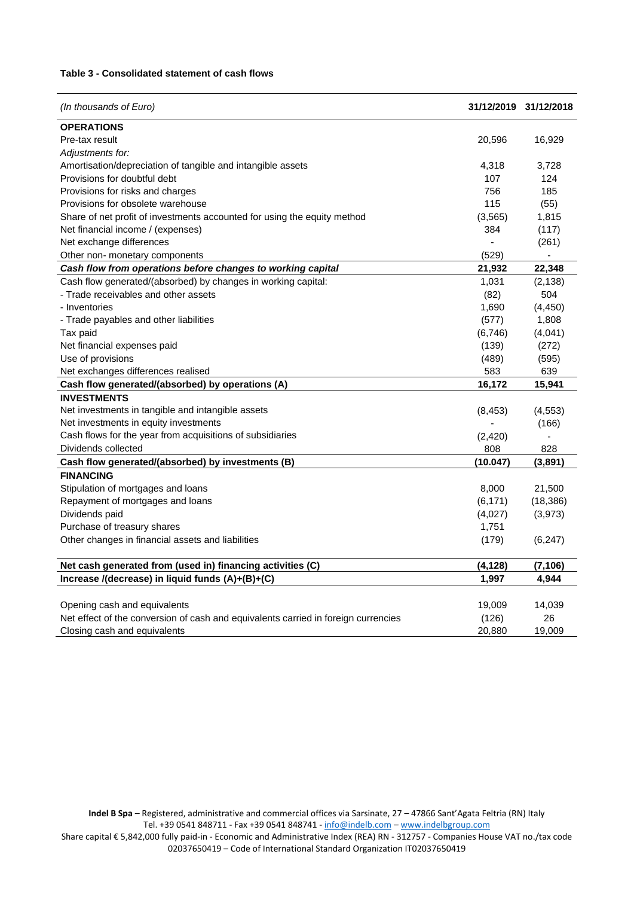**Table 3 - Consolidated statement of cash flows**

| *(In thousands of Euro)* | **31/12/2019** | **31/12/2018** |
|---|---|---|
| **OPERATIONS** | | |
| Pre-tax result | 20,596 | 16,929 |
| *Adjustments for:* | | |
| Amortisation/depreciation of tangible and intangible assets | 4,318 | 3,728 |
| Provisions for doubtful debt | 107 | 124 |
| Provisions for risks and charges | 756 | 185 |
| Provisions for obsolete warehouse | 115 | (55) |
| Share of net profit of investments accounted for using the equity method | (3,565) | 1,815 |
| Net financial income / (expenses) | 384 | (117) |
| Net exchange differences | - | (261) |
| Other non- monetary components | (529) | - |
| ***Cash flow from operations before changes to working capital*** | **21,932** | **22,348** |
| Cash flow generated/(absorbed) by changes in working capital: | 1,031 | (2,138) |
| - Trade receivables and other assets | (82) | 504 |
| - Inventories | 1,690 | (4,450) |
| - Trade payables and other liabilities | (577) | 1,808 |
| Tax paid | (6,746) | (4,041) |
| Net financial expenses paid | (139) | (272) |
| Use of provisions | (489) | (595) |
| Net exchanges differences realised | 583 | 639 |
| **Cash flow generated/(absorbed) by operations (A)** | **16,172** | **15,941** |
| **INVESTMENTS** | | |
| Net investments in tangible and intangible assets | (8,453) | (4,553) |
| Net investments in equity investments | - | (166) |
| Cash flows for the year from acquisitions of subsidiaries | (2,420) | - |
| Dividends collected | 808 | 828 |
| **Cash flow generated/(absorbed) by investments (B)** | **(10.047)** | **(3,891)** |
| **FINANCING** | | |
| Stipulation of mortgages and loans | 8,000 | 21,500 |
| Repayment of mortgages and loans | (6,171) | (18,386) |
| Dividends paid | (4,027) | (3,973) |
| Purchase of treasury shares | 1,751 | |
| Other changes in financial assets and liabilities | (179) | (6,247) |
| **Net cash generated from (used in) financing activities (C)** | **(4,128)** | **(7,106)** |
| **Increase /(decrease) in liquid funds (A)+(B)+(C)** | **1,997** | **4,944** |
| Opening cash and equivalents | 19,009 | 14,039 |
| Net effect of the conversion of cash and equivalents carried in foreign currencies | (126) | 26 |
| Closing cash and equivalents | 20,880 | 19,009 |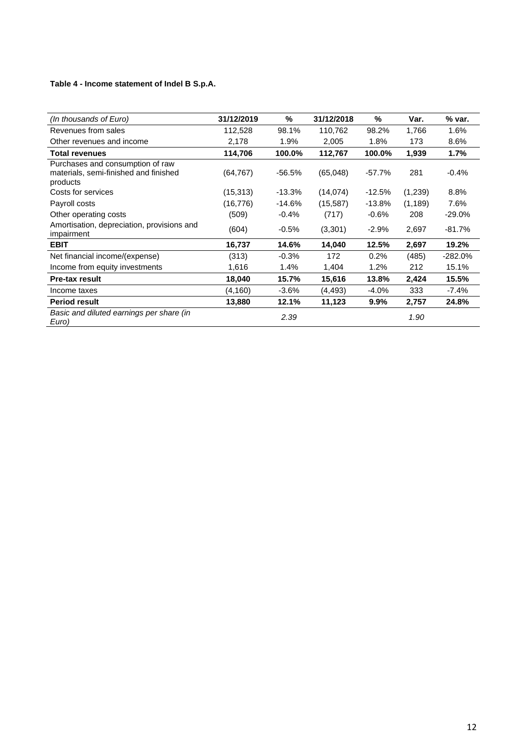**Table 4 - Income statement of Indel B S.p.A.**

| *(In thousands of Euro)* | **31/12/2019** | **%** | **31/12/2018** | **%** | **Var.** | **% var.** |
|---|---|---|---|---|---|---|
| Revenues from sales | 112,528 | 98.1% | 110,762 | 98.2% | 1,766 | 1.6% |
| Other revenues and income | 2,178 | 1.9% | 2,005 | 1.8% | 173 | 8.6% |
| **Total revenues** | **114,706** | **100.0%** | **112,767** | **100.0%** | **1,939** | **1.7%** |
| Purchases and consumption of raw materials, semi-finished and finished products | (64,767) | -56.5% | (65,048) | -57.7% | 281 | -0.4% |
| Costs for services | (15,313) | -13.3% | (14,074) | -12.5% | (1,239) | 8.8% |
| Payroll costs | (16,776) | -14.6% | (15,587) | -13.8% | (1,189) | 7.6% |
| Other operating costs | (509) | -0.4% | (717) | -0.6% | 208 | -29.0% |
| Amortisation, depreciation, provisions and impairment | (604) | -0.5% | (3,301) | -2.9% | 2,697 | -81.7% |
| **EBIT** | **16,737** | **14.6%** | **14,040** | **12.5%** | **2,697** | **19.2%** |
| Net financial income/(expense) | (313) | -0.3% | 172 | 0.2% | (485) | -282.0% |
| Income from equity investments | 1,616 | 1.4% | 1,404 | 1.2% | 212 | 15.1% |
| **Pre-tax result** | **18,040** | **15.7%** | **15,616** | **13.8%** | **2,424** | **15.5%** |
| Income taxes | (4,160) | -3.6% | (4,493) | -4.0% | 333 | -7.4% |
| **Period result** | **13,880** | **12.1%** | **11,123** | **9.9%** | **2,757** | **24.8%** |
| *Basic and diluted earnings per share (in Euro)* | | *2.39* | | | *1.90* | |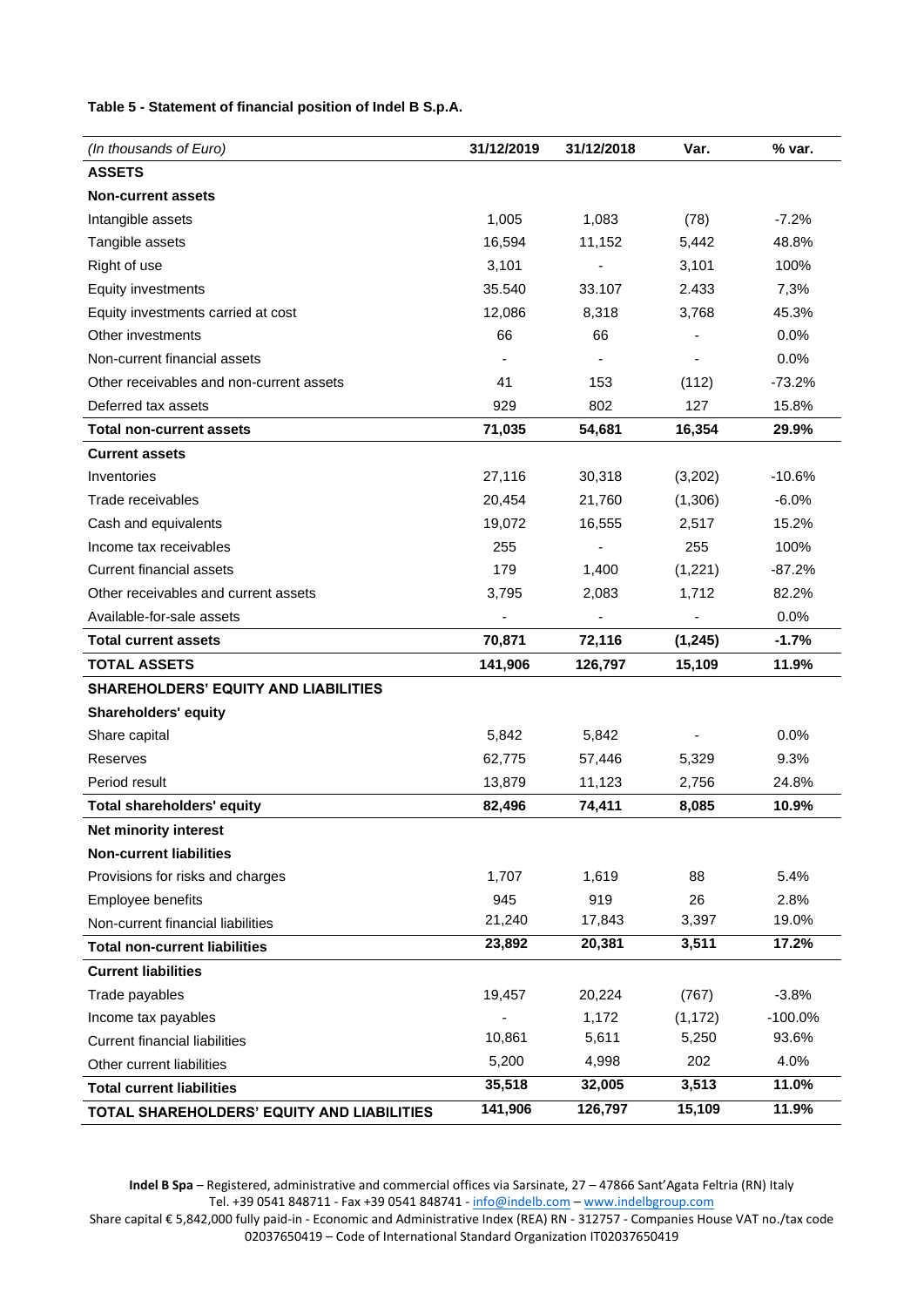**Table 5 - Statement of financial position of Indel B S.p.A.**

| *(In thousands of Euro)* | 31/12/2019 | 31/12/2018 | Var. | % var. |
|---|---|---|---|---|
| **ASSETS** | | | | |
| **Non-current assets** | | | | |
| Intangible assets | 1,005 | 1,083 | (78) | -7.2% |
| Tangible assets | 16,594 | 11,152 | 5,442 | 48.8% |
| Right of use | 3,101 | - | 3,101 | 100% |
| Equity investments | 35.540 | 33.107 | 2.433 | 7,3% |
| Equity investments carried at cost | 12,086 | 8,318 | 3,768 | 45.3% |
| Other investments | 66 | 66 | - | 0.0% |
| Non-current financial assets | - | - | - | 0.0% |
| Other receivables and non-current assets | 41 | 153 | (112) | -73.2% |
| Deferred tax assets | 929 | 802 | 127 | 15.8% |
| **Total non-current assets** | **71,035** | **54,681** | **16,354** | **29.9%** |
| **Current assets** | | | | |
| Inventories | 27,116 | 30,318 | (3,202) | -10.6% |
| Trade receivables | 20,454 | 21,760 | (1,306) | -6.0% |
| Cash and equivalents | 19,072 | 16,555 | 2,517 | 15.2% |
| Income tax receivables | 255 | - | 255 | 100% |
| Current financial assets | 179 | 1,400 | (1,221) | -87.2% |
| Other receivables and current assets | 3,795 | 2,083 | 1,712 | 82.2% |
| Available-for-sale assets | - | - | - | 0.0% |
| **Total current assets** | **70,871** | **72,116** | **(1,245)** | **-1.7%** |
| **TOTAL ASSETS** | **141,906** | **126,797** | **15,109** | **11.9%** |
| **SHAREHOLDERS' EQUITY AND LIABILITIES** | | | | |
| **Shareholders' equity** | | | | |
| Share capital | 5,842 | 5,842 | - | 0.0% |
| Reserves | 62,775 | 57,446 | 5,329 | 9.3% |
| Period result | 13,879 | 11,123 | 2,756 | 24.8% |
| **Total shareholders' equity** | **82,496** | **74,411** | **8,085** | **10.9%** |
| **Net minority interest** | | | | |
| **Non-current liabilities** | | | | |
| Provisions for risks and charges | 1,707 | 1,619 | 88 | 5.4% |
| Employee benefits | 945 | 919 | 26 | 2.8% |
| Non-current financial liabilities | 21,240 | 17,843 | 3,397 | 19.0% |
| **Total non-current liabilities** | **23,892** | **20,381** | **3,511** | **17.2%** |
| **Current liabilities** | | | | |
| Trade payables | 19,457 | 20,224 | (767) | -3.8% |
| Income tax payables | - | 1,172 | (1,172) | -100.0% |
| Current financial liabilities | 10,861 | 5,611 | 5,250 | 93.6% |
| Other current liabilities | 5,200 | 4,998 | 202 | 4.0% |
| **Total current liabilities** | **35,518** | **32,005** | **3,513** | **11.0%** |
| **TOTAL SHAREHOLDERS' EQUITY AND LIABILITIES** | **141,906** | **126,797** | **15,109** | **11.9%** |

**Indel B Spa** – Registered, administrative and commercial offices via Sarsinate, 27 – 47866 Sant'Agata Feltria (RN) Italy
Tel. +39 0541 848711 - Fax +39 0541 848741 - info@indelb.com – www.indelbgroup.com
Share capital € 5,842,000 fully paid-in - Economic and Administrative Index (REA) RN - 312757 - Companies House VAT no./tax code 02037650419 – Code of International Standard Organization IT02037650419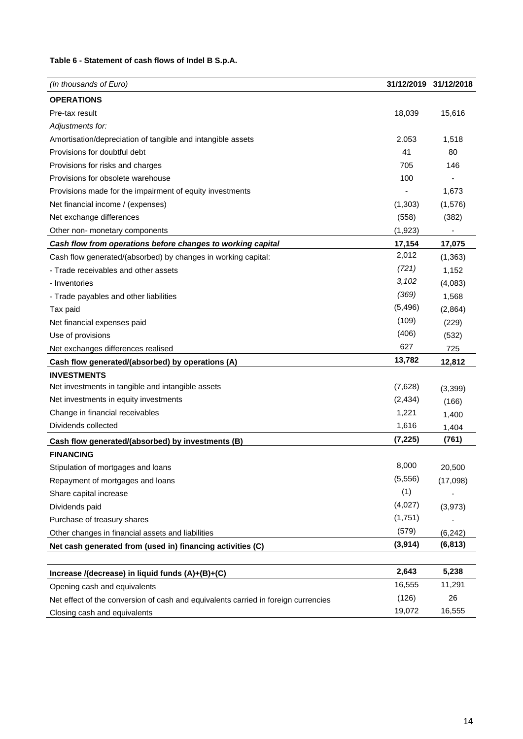**Table 6 - Statement of cash flows of Indel B S.p.A.**

| *(In thousands of Euro)* | 31/12/2019 | 31/12/2018 |
|---|---|---|
| **OPERATIONS** | | |
| Pre-tax result | 18,039 | 15,616 |
| *Adjustments for:* | | |
| Amortisation/depreciation of tangible and intangible assets | 2.053 | 1,518 |
| Provisions for doubtful debt | 41 | 80 |
| Provisions for risks and charges | 705 | 146 |
| Provisions for obsolete warehouse | 100 | - |
| Provisions made for the impairment of equity investments | - | 1,673 |
| Net financial income / (expenses) | (1,303) | (1,576) |
| Net exchange differences | (558) | (382) |
| Other non- monetary components | (1,923) | - |
| ***Cash flow from operations before changes to working capital*** | **17,154** | **17,075** |
| Cash flow generated/(absorbed) by changes in working capital: | 2,012 | (1,363) |
| - Trade receivables and other assets | *(721)* | 1,152 |
| - Inventories | *3,102* | (4,083) |
| - Trade payables and other liabilities | *(369)* | 1,568 |
| Tax paid | (5,496) | (2,864) |
| Net financial expenses paid | (109) | (229) |
| Use of provisions | (406) | (532) |
| Net exchanges differences realised | 627 | 725 |
| **Cash flow generated/(absorbed) by operations (A)** | **13,782** | **12,812** |
| **INVESTMENTS** | | |
| Net investments in tangible and intangible assets | (7,628) | (3,399) |
| Net investments in equity investments | (2,434) | (166) |
| Change in financial receivables | 1,221 | 1,400 |
| Dividends collected | 1,616 | 1,404 |
| **Cash flow generated/(absorbed) by investments (B)** | **(7,225)** | **(761)** |
| **FINANCING** | | |
| Stipulation of mortgages and loans | 8,000 | 20,500 |
| Repayment of mortgages and loans | (5,556) | (17,098) |
| Share capital increase | (1) | - |
| Dividends paid | (4,027) | (3,973) |
| Purchase of treasury shares | (1,751) | - |
| Other changes in financial assets and liabilities | (579) | (6,242) |
| **Net cash generated from (used in) financing activities (C)** | **(3,914)** | **(6,813)** |
| | | |
| **Increase /(decrease) in liquid funds (A)+(B)+(C)** | **2,643** | **5,238** |
| Opening cash and equivalents | 16,555 | 11,291 |
| Net effect of the conversion of cash and equivalents carried in foreign currencies | (126) | 26 |
| Closing cash and equivalents | 19,072 | 16,555 |